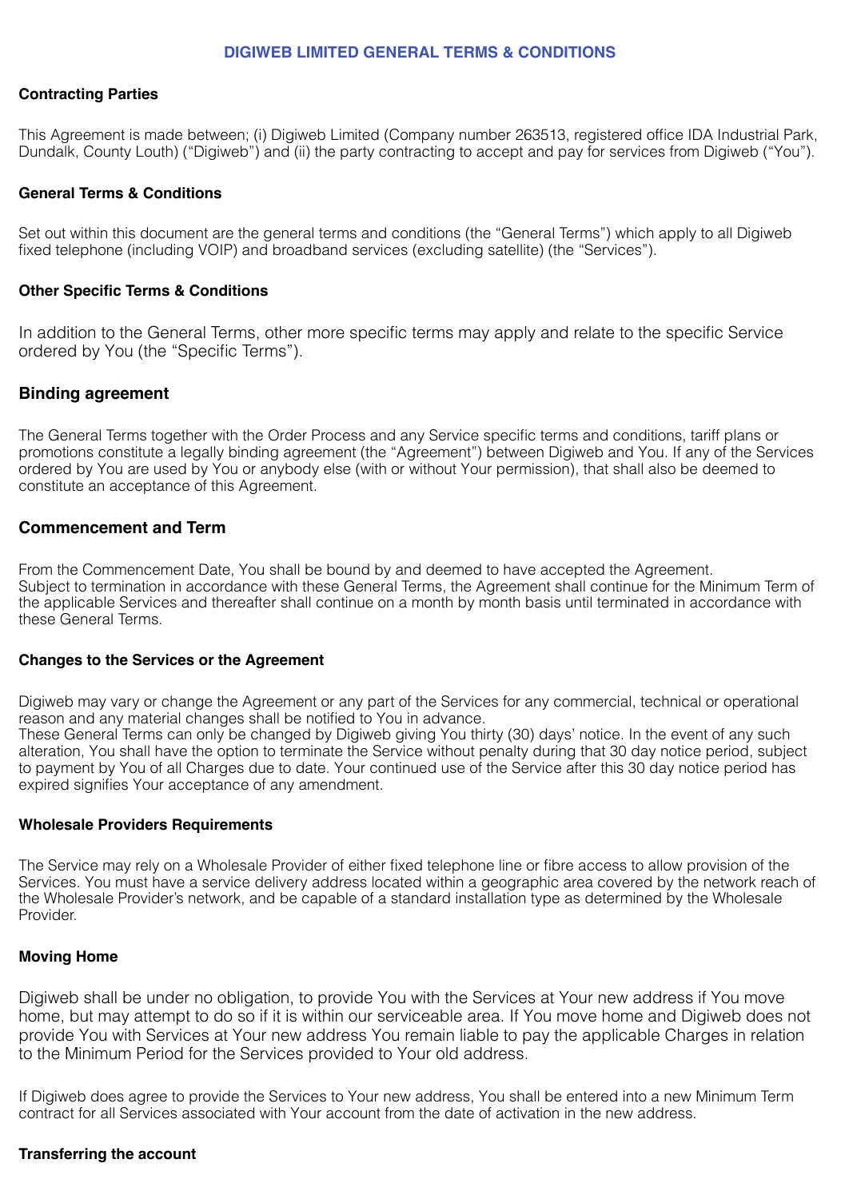# DIGIWEB LIMITED GENERAL TERMS & CONDITIONS

## Contracting Parties

This Agreement is made between; (i) Digiweb Limited (Company number 263513, registered office IDA Industrial Park, Dundalk, County Louth) ("Digiweb") and (ii) the party contracting to accept and pay for services from Digiweb ("You").

## General Terms & Conditions

Set out within this document are the general terms and conditions (the "General Terms") which apply to all Digiweb fixed telephone (including VOIP) and broadband services (excluding satellite) (the "Services").

## Other Specific Terms & Conditions

In addition to the General Terms, other more specific terms may apply and relate to the specific Service ordered by You (the "Specific Terms").

## Binding agreement

The General Terms together with the Order Process and any Service specific terms and conditions, tariff plans or promotions constitute a legally binding agreement (the "Agreement") between Digiweb and You. If any of the Services ordered by You are used by You or anybody else (with or without Your permission), that shall also be deemed to constitute an acceptance of this Agreement.

## Commencement and Term

From the Commencement Date, You shall be bound by and deemed to have accepted the Agreement.
Subject to termination in accordance with these General Terms, the Agreement shall continue for the Minimum Term of the applicable Services and thereafter shall continue on a month by month basis until terminated in accordance with these General Terms.

## Changes to the Services or the Agreement

Digiweb may vary or change the Agreement or any part of the Services for any commercial, technical or operational reason and any material changes shall be notified to You in advance.
These General Terms can only be changed by Digiweb giving You thirty (30) days' notice. In the event of any such alteration, You shall have the option to terminate the Service without penalty during that 30 day notice period, subject to payment by You of all Charges due to date. Your continued use of the Service after this 30 day notice period has expired signifies Your acceptance of any amendment.

## Wholesale Providers Requirements

The Service may rely on a Wholesale Provider of either fixed telephone line or fibre access to allow provision of the Services. You must have a service delivery address located within a geographic area covered by the network reach of the Wholesale Provider's network, and be capable of a standard installation type as determined by the Wholesale Provider.

## Moving Home

Digiweb shall be under no obligation, to provide You with the Services at Your new address if You move home, but may attempt to do so if it is within our serviceable area. If You move home and Digiweb does not provide You with Services at Your new address You remain liable to pay the applicable Charges in relation to the Minimum Period for the Services provided to Your old address.

If Digiweb does agree to provide the Services to Your new address, You shall be entered into a new Minimum Term contract for all Services associated with Your account from the date of activation in the new address.

## Transferring the account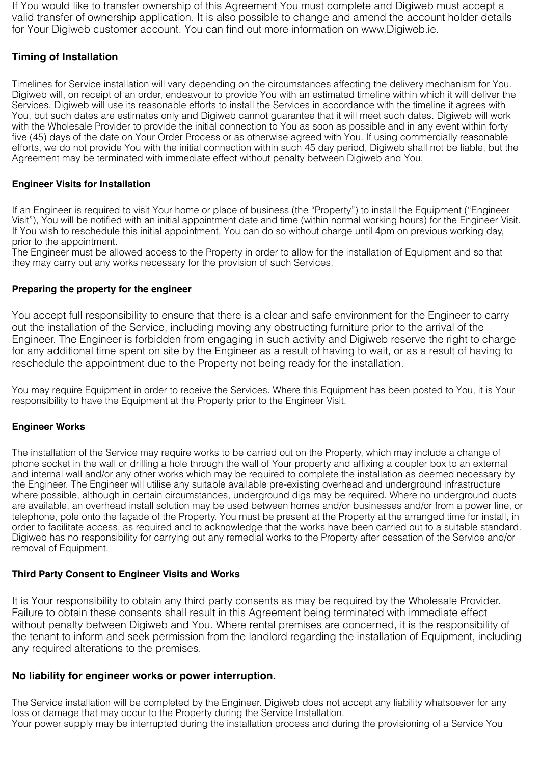If You would like to transfer ownership of this Agreement You must complete and Digiweb must accept a valid transfer of ownership application. It is also possible to change and amend the account holder details for Your Digiweb customer account. You can find out more information on www.Digiweb.ie.

## Timing of Installation

Timelines for Service installation will vary depending on the circumstances affecting the delivery mechanism for You. Digiweb will, on receipt of an order, endeavour to provide You with an estimated timeline within which it will deliver the Services. Digiweb will use its reasonable efforts to install the Services in accordance with the timeline it agrees with You, but such dates are estimates only and Digiweb cannot guarantee that it will meet such dates. Digiweb will work with the Wholesale Provider to provide the initial connection to You as soon as possible and in any event within forty five (45) days of the date on Your Order Process or as otherwise agreed with You. If using commercially reasonable efforts, we do not provide You with the initial connection within such 45 day period, Digiweb shall not be liable, but the Agreement may be terminated with immediate effect without penalty between Digiweb and You.

### Engineer Visits for Installation

If an Engineer is required to visit Your home or place of business (the "Property") to install the Equipment ("Engineer Visit"), You will be notified with an initial appointment date and time (within normal working hours) for the Engineer Visit. If You wish to reschedule this initial appointment, You can do so without charge until 4pm on previous working day, prior to the appointment.
The Engineer must be allowed access to the Property in order to allow for the installation of Equipment and so that they may carry out any works necessary for the provision of such Services.

### Preparing the property for the engineer

You accept full responsibility to ensure that there is a clear and safe environment for the Engineer to carry out the installation of the Service, including moving any obstructing furniture prior to the arrival of the Engineer. The Engineer is forbidden from engaging in such activity and Digiweb reserve the right to charge for any additional time spent on site by the Engineer as a result of having to wait, or as a result of having to reschedule the appointment due to the Property not being ready for the installation.

You may require Equipment in order to receive the Services. Where this Equipment has been posted to You, it is Your responsibility to have the Equipment at the Property prior to the Engineer Visit.

### Engineer Works

The installation of the Service may require works to be carried out on the Property, which may include a change of phone socket in the wall or drilling a hole through the wall of Your property and affixing a coupler box to an external and internal wall and/or any other works which may be required to complete the installation as deemed necessary by the Engineer. The Engineer will utilise any suitable available pre-existing overhead and underground infrastructure where possible, although in certain circumstances, underground digs may be required. Where no underground ducts are available, an overhead install solution may be used between homes and/or businesses and/or from a power line, or telephone, pole onto the façade of the Property. You must be present at the Property at the arranged time for install, in order to facilitate access, as required and to acknowledge that the works have been carried out to a suitable standard. Digiweb has no responsibility for carrying out any remedial works to the Property after cessation of the Service and/or removal of Equipment.

### Third Party Consent to Engineer Visits and Works

It is Your responsibility to obtain any third party consents as may be required by the Wholesale Provider. Failure to obtain these consents shall result in this Agreement being terminated with immediate effect without penalty between Digiweb and You. Where rental premises are concerned, it is the responsibility of the tenant to inform and seek permission from the landlord regarding the installation of Equipment, including any required alterations to the premises.

## No liability for engineer works or power interruption.

The Service installation will be completed by the Engineer. Digiweb does not accept any liability whatsoever for any loss or damage that may occur to the Property during the Service Installation.
Your power supply may be interrupted during the installation process and during the provisioning of a Service You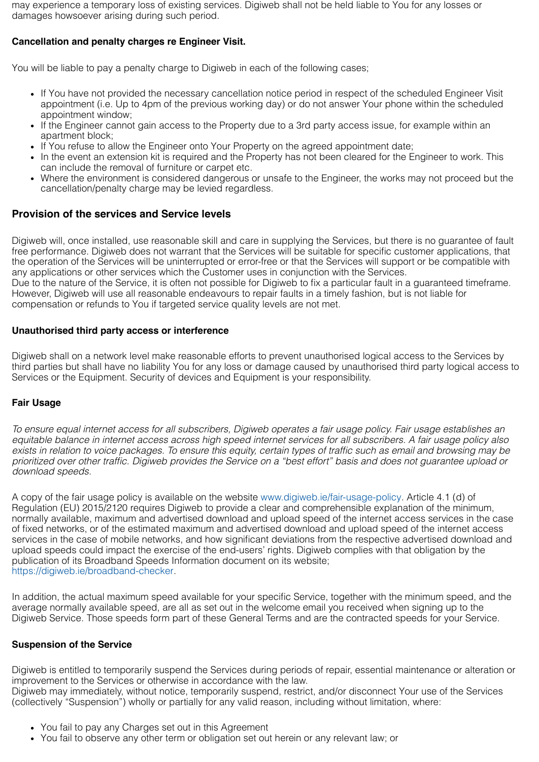may experience a temporary loss of existing services. Digiweb shall not be held liable to You for any losses or damages howsoever arising during such period.

**Cancellation and penalty charges re Engineer Visit.**

You will be liable to pay a penalty charge to Digiweb in each of the following cases;

- If You have not provided the necessary cancellation notice period in respect of the scheduled Engineer Visit appointment (i.e. Up to 4pm of the previous working day) or do not answer Your phone within the scheduled appointment window;
- If the Engineer cannot gain access to the Property due to a 3rd party access issue, for example within an apartment block;
- If You refuse to allow the Engineer onto Your Property on the agreed appointment date;
- In the event an extension kit is required and the Property has not been cleared for the Engineer to work. This can include the removal of furniture or carpet etc.
- Where the environment is considered dangerous or unsafe to the Engineer, the works may not proceed but the cancellation/penalty charge may be levied regardless.

## Provision of the services and Service levels

Digiweb will, once installed, use reasonable skill and care in supplying the Services, but there is no guarantee of fault free performance. Digiweb does not warrant that the Services will be suitable for specific customer applications, that the operation of the Services will be uninterrupted or error-free or that the Services will support or be compatible with any applications or other services which the Customer uses in conjunction with the Services.
Due to the nature of the Service, it is often not possible for Digiweb to fix a particular fault in a guaranteed timeframe. However, Digiweb will use all reasonable endeavours to repair faults in a timely fashion, but is not liable for compensation or refunds to You if targeted service quality levels are not met.

**Unauthorised third party access or interference**

Digiweb shall on a network level make reasonable efforts to prevent unauthorised logical access to the Services by third parties but shall have no liability You for any loss or damage caused by unauthorised third party logical access to Services or the Equipment. Security of devices and Equipment is your responsibility.

**Fair Usage**

*To ensure equal internet access for all subscribers, Digiweb operates a fair usage policy. Fair usage establishes an equitable balance in internet access across high speed internet services for all subscribers. A fair usage policy also exists in relation to voice packages. To ensure this equity, certain types of traffic such as email and browsing may be prioritized over other traffic. Digiweb provides the Service on a "best effort" basis and does not guarantee upload or download speeds.*

A copy of the fair usage policy is available on the website www.digiweb.ie/fair-usage-policy. Article 4.1 (d) of Regulation (EU) 2015/2120 requires Digiweb to provide a clear and comprehensible explanation of the minimum, normally available, maximum and advertised download and upload speed of the internet access services in the case of fixed networks, or of the estimated maximum and advertised download and upload speed of the internet access services in the case of mobile networks, and how significant deviations from the respective advertised download and upload speeds could impact the exercise of the end-users' rights. Digiweb complies with that obligation by the publication of its Broadband Speeds Information document on its website;
https://digiweb.ie/broadband-checker.

In addition, the actual maximum speed available for your specific Service, together with the minimum speed, and the average normally available speed, are all as set out in the welcome email you received when signing up to the Digiweb Service. Those speeds form part of these General Terms and are the contracted speeds for your Service.

**Suspension of the Service**

Digiweb is entitled to temporarily suspend the Services during periods of repair, essential maintenance or alteration or improvement to the Services or otherwise in accordance with the law.
Digiweb may immediately, without notice, temporarily suspend, restrict, and/or disconnect Your use of the Services (collectively "Suspension") wholly or partially for any valid reason, including without limitation, where:

- You fail to pay any Charges set out in this Agreement
- You fail to observe any other term or obligation set out herein or any relevant law; or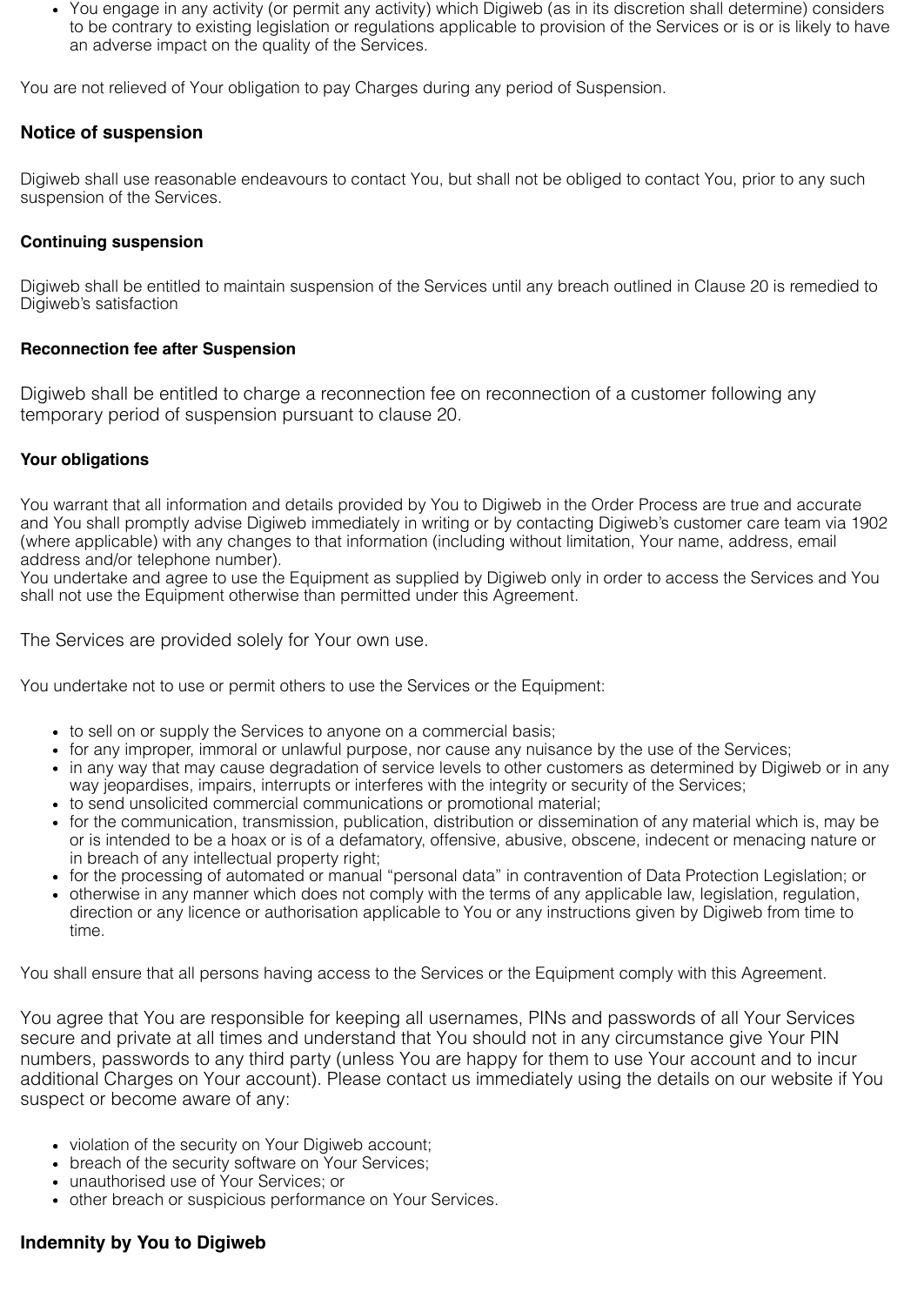- You engage in any activity (or permit any activity) which Digiweb (as in its discretion shall determine) considers to be contrary to existing legislation or regulations applicable to provision of the Services or is or is likely to have an adverse impact on the quality of the Services.

You are not relieved of Your obligation to pay Charges during any period of Suspension.

## Notice of suspension

Digiweb shall use reasonable endeavours to contact You, but shall not be obliged to contact You, prior to any such suspension of the Services.

### Continuing suspension

Digiweb shall be entitled to maintain suspension of the Services until any breach outlined in Clause 20 is remedied to Digiweb's satisfaction

### Reconnection fee after Suspension

Digiweb shall be entitled to charge a reconnection fee on reconnection of a customer following any temporary period of suspension pursuant to clause 20.

### Your obligations

You warrant that all information and details provided by You to Digiweb in the Order Process are true and accurate and You shall promptly advise Digiweb immediately in writing or by contacting Digiweb's customer care team via 1902 (where applicable) with any changes to that information (including without limitation, Your name, address, email address and/or telephone number).
You undertake and agree to use the Equipment as supplied by Digiweb only in order to access the Services and You shall not use the Equipment otherwise than permitted under this Agreement.

The Services are provided solely for Your own use.

You undertake not to use or permit others to use the Services or the Equipment:

- to sell on or supply the Services to anyone on a commercial basis;
- for any improper, immoral or unlawful purpose, nor cause any nuisance by the use of the Services;
- in any way that may cause degradation of service levels to other customers as determined by Digiweb or in any way jeopardises, impairs, interrupts or interferes with the integrity or security of the Services;
- to send unsolicited commercial communications or promotional material;
- for the communication, transmission, publication, distribution or dissemination of any material which is, may be or is intended to be a hoax or is of a defamatory, offensive, abusive, obscene, indecent or menacing nature or in breach of any intellectual property right;
- for the processing of automated or manual "personal data" in contravention of Data Protection Legislation; or
- otherwise in any manner which does not comply with the terms of any applicable law, legislation, regulation, direction or any licence or authorisation applicable to You or any instructions given by Digiweb from time to time.

You shall ensure that all persons having access to the Services or the Equipment comply with this Agreement.

You agree that You are responsible for keeping all usernames, PINs and passwords of all Your Services secure and private at all times and understand that You should not in any circumstance give Your PIN numbers, passwords to any third party (unless You are happy for them to use Your account and to incur additional Charges on Your account). Please contact us immediately using the details on our website if You suspect or become aware of any:

- violation of the security on Your Digiweb account;
- breach of the security software on Your Services;
- unauthorised use of Your Services; or
- other breach or suspicious performance on Your Services.

## Indemnity by You to Digiweb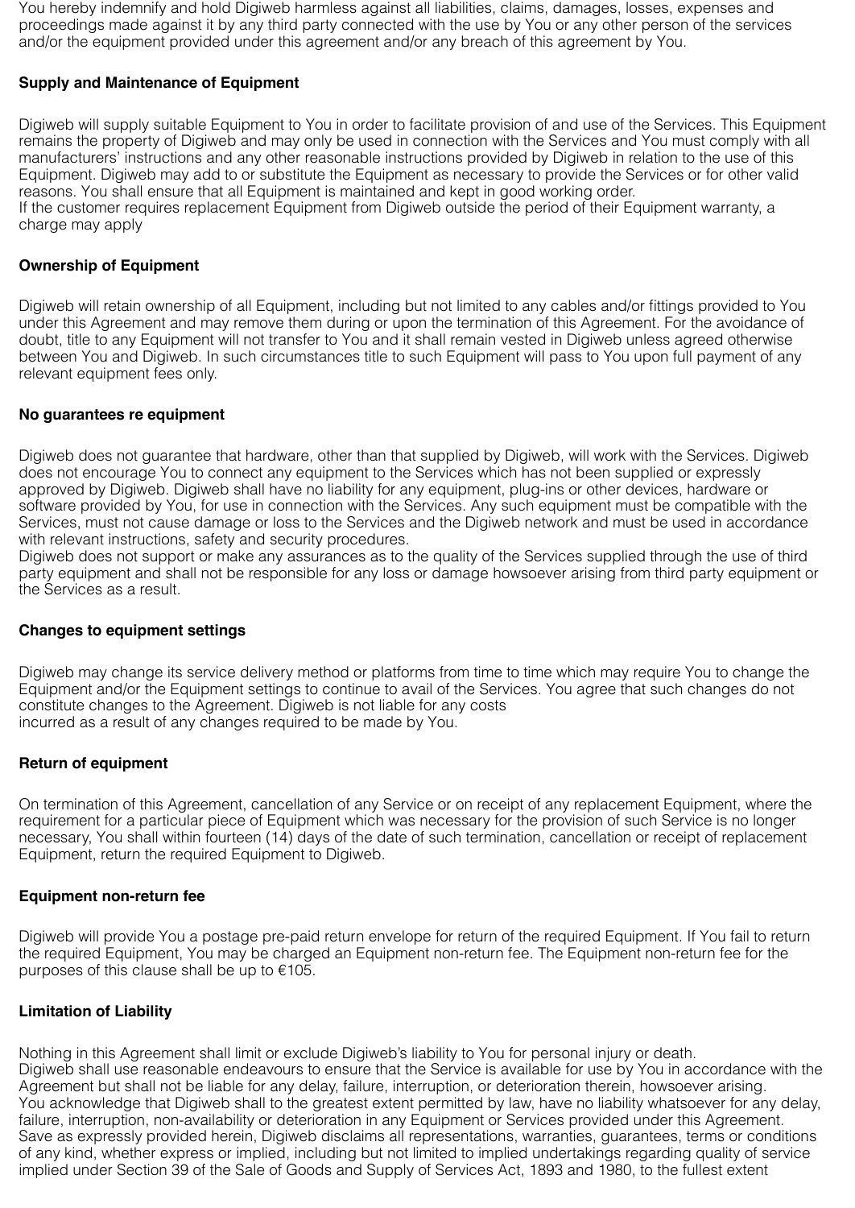You hereby indemnify and hold Digiweb harmless against all liabilities, claims, damages, losses, expenses and proceedings made against it by any third party connected with the use by You or any other person of the services and/or the equipment provided under this agreement and/or any breach of this agreement by You.

**Supply and Maintenance of Equipment**

Digiweb will supply suitable Equipment to You in order to facilitate provision of and use of the Services. This Equipment remains the property of Digiweb and may only be used in connection with the Services and You must comply with all manufacturers' instructions and any other reasonable instructions provided by Digiweb in relation to the use of this Equipment. Digiweb may add to or substitute the Equipment as necessary to provide the Services or for other valid reasons. You shall ensure that all Equipment is maintained and kept in good working order.
If the customer requires replacement Equipment from Digiweb outside the period of their Equipment warranty, a charge may apply

**Ownership of Equipment**

Digiweb will retain ownership of all Equipment, including but not limited to any cables and/or fittings provided to You under this Agreement and may remove them during or upon the termination of this Agreement. For the avoidance of doubt, title to any Equipment will not transfer to You and it shall remain vested in Digiweb unless agreed otherwise between You and Digiweb. In such circumstances title to such Equipment will pass to You upon full payment of any relevant equipment fees only.

**No guarantees re equipment**

Digiweb does not guarantee that hardware, other than that supplied by Digiweb, will work with the Services. Digiweb does not encourage You to connect any equipment to the Services which has not been supplied or expressly approved by Digiweb. Digiweb shall have no liability for any equipment, plug-ins or other devices, hardware or software provided by You, for use in connection with the Services. Any such equipment must be compatible with the Services, must not cause damage or loss to the Services and the Digiweb network and must be used in accordance with relevant instructions, safety and security procedures.
Digiweb does not support or make any assurances as to the quality of the Services supplied through the use of third party equipment and shall not be responsible for any loss or damage howsoever arising from third party equipment or the Services as a result.

**Changes to equipment settings**

Digiweb may change its service delivery method or platforms from time to time which may require You to change the Equipment and/or the Equipment settings to continue to avail of the Services. You agree that such changes do not constitute changes to the Agreement. Digiweb is not liable for any costs
incurred as a result of any changes required to be made by You.

**Return of equipment**

On termination of this Agreement, cancellation of any Service or on receipt of any replacement Equipment, where the requirement for a particular piece of Equipment which was necessary for the provision of such Service is no longer necessary, You shall within fourteen (14) days of the date of such termination, cancellation or receipt of replacement Equipment, return the required Equipment to Digiweb.

**Equipment non-return fee**

Digiweb will provide You a postage pre-paid return envelope for return of the required Equipment. If You fail to return the required Equipment, You may be charged an Equipment non-return fee. The Equipment non-return fee for the purposes of this clause shall be up to €105.

**Limitation of Liability**

Nothing in this Agreement shall limit or exclude Digiweb's liability to You for personal injury or death.
Digiweb shall use reasonable endeavours to ensure that the Service is available for use by You in accordance with the Agreement but shall not be liable for any delay, failure, interruption, or deterioration therein, howsoever arising.
You acknowledge that Digiweb shall to the greatest extent permitted by law, have no liability whatsoever for any delay, failure, interruption, non-availability or deterioration in any Equipment or Services provided under this Agreement.
Save as expressly provided herein, Digiweb disclaims all representations, warranties, guarantees, terms or conditions of any kind, whether express or implied, including but not limited to implied undertakings regarding quality of service implied under Section 39 of the Sale of Goods and Supply of Services Act, 1893 and 1980, to the fullest extent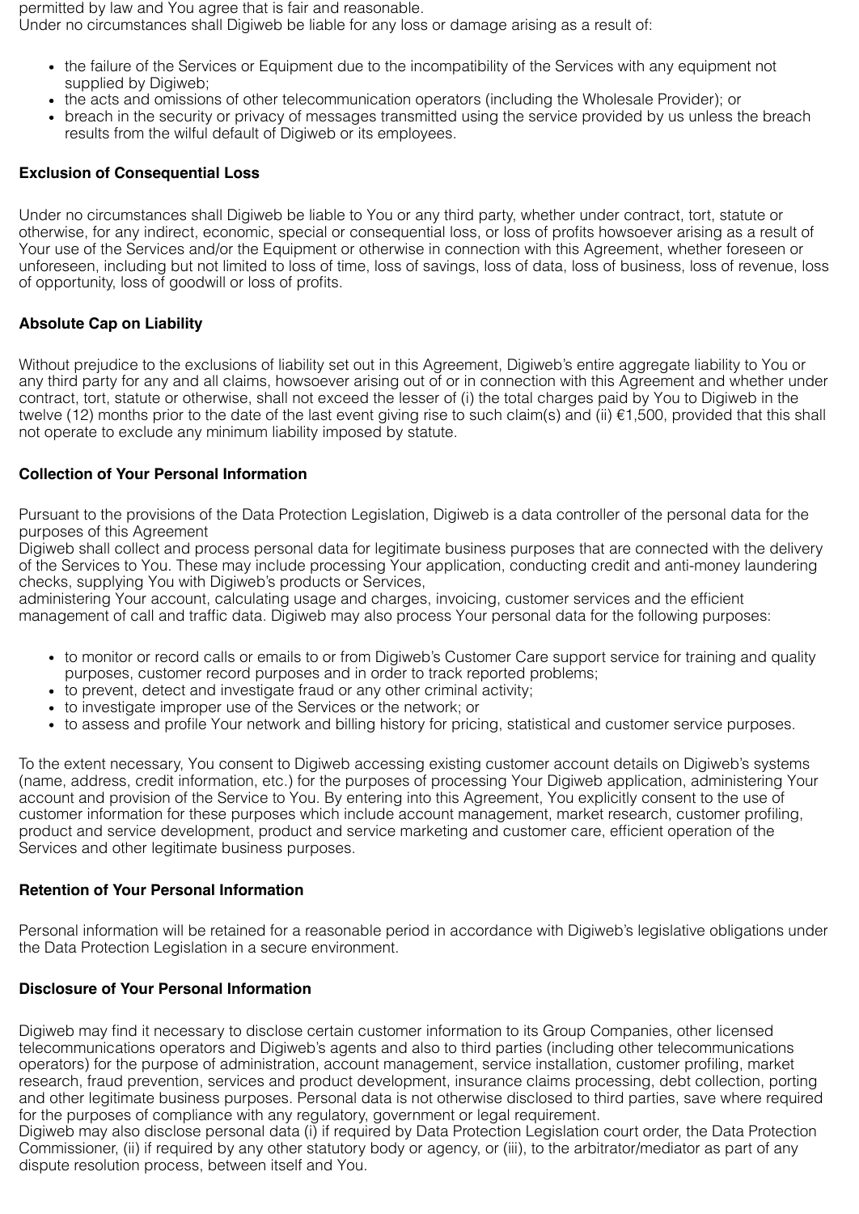permitted by law and You agree that is fair and reasonable.
Under no circumstances shall Digiweb be liable for any loss or damage arising as a result of:

- the failure of the Services or Equipment due to the incompatibility of the Services with any equipment not supplied by Digiweb;
- the acts and omissions of other telecommunication operators (including the Wholesale Provider); or
- breach in the security or privacy of messages transmitted using the service provided by us unless the breach results from the wilful default of Digiweb or its employees.

**Exclusion of Consequential Loss**

Under no circumstances shall Digiweb be liable to You or any third party, whether under contract, tort, statute or otherwise, for any indirect, economic, special or consequential loss, or loss of profits howsoever arising as a result of Your use of the Services and/or the Equipment or otherwise in connection with this Agreement, whether foreseen or unforeseen, including but not limited to loss of time, loss of savings, loss of data, loss of business, loss of revenue, loss of opportunity, loss of goodwill or loss of profits.

**Absolute Cap on Liability**

Without prejudice to the exclusions of liability set out in this Agreement, Digiweb's entire aggregate liability to You or any third party for any and all claims, howsoever arising out of or in connection with this Agreement and whether under contract, tort, statute or otherwise, shall not exceed the lesser of (i) the total charges paid by You to Digiweb in the twelve (12) months prior to the date of the last event giving rise to such claim(s) and (ii) €1,500, provided that this shall not operate to exclude any minimum liability imposed by statute.

**Collection of Your Personal Information**

Pursuant to the provisions of the Data Protection Legislation, Digiweb is a data controller of the personal data for the purposes of this Agreement
Digiweb shall collect and process personal data for legitimate business purposes that are connected with the delivery of the Services to You. These may include processing Your application, conducting credit and anti-money laundering checks, supplying You with Digiweb's products or Services,
administering Your account, calculating usage and charges, invoicing, customer services and the efficient management of call and traffic data. Digiweb may also process Your personal data for the following purposes:

- to monitor or record calls or emails to or from Digiweb's Customer Care support service for training and quality purposes, customer record purposes and in order to track reported problems;
- to prevent, detect and investigate fraud or any other criminal activity;
- to investigate improper use of the Services or the network; or
- to assess and profile Your network and billing history for pricing, statistical and customer service purposes.

To the extent necessary, You consent to Digiweb accessing existing customer account details on Digiweb's systems (name, address, credit information, etc.) for the purposes of processing Your Digiweb application, administering Your account and provision of the Service to You. By entering into this Agreement, You explicitly consent to the use of customer information for these purposes which include account management, market research, customer profiling, product and service development, product and service marketing and customer care, efficient operation of the Services and other legitimate business purposes.

**Retention of Your Personal Information**

Personal information will be retained for a reasonable period in accordance with Digiweb's legislative obligations under the Data Protection Legislation in a secure environment.

**Disclosure of Your Personal Information**

Digiweb may find it necessary to disclose certain customer information to its Group Companies, other licensed telecommunications operators and Digiweb's agents and also to third parties (including other telecommunications operators) for the purpose of administration, account management, service installation, customer profiling, market research, fraud prevention, services and product development, insurance claims processing, debt collection, porting and other legitimate business purposes. Personal data is not otherwise disclosed to third parties, save where required for the purposes of compliance with any regulatory, government or legal requirement.
Digiweb may also disclose personal data (i) if required by Data Protection Legislation court order, the Data Protection Commissioner, (ii) if required by any other statutory body or agency, or (iii), to the arbitrator/mediator as part of any dispute resolution process, between itself and You.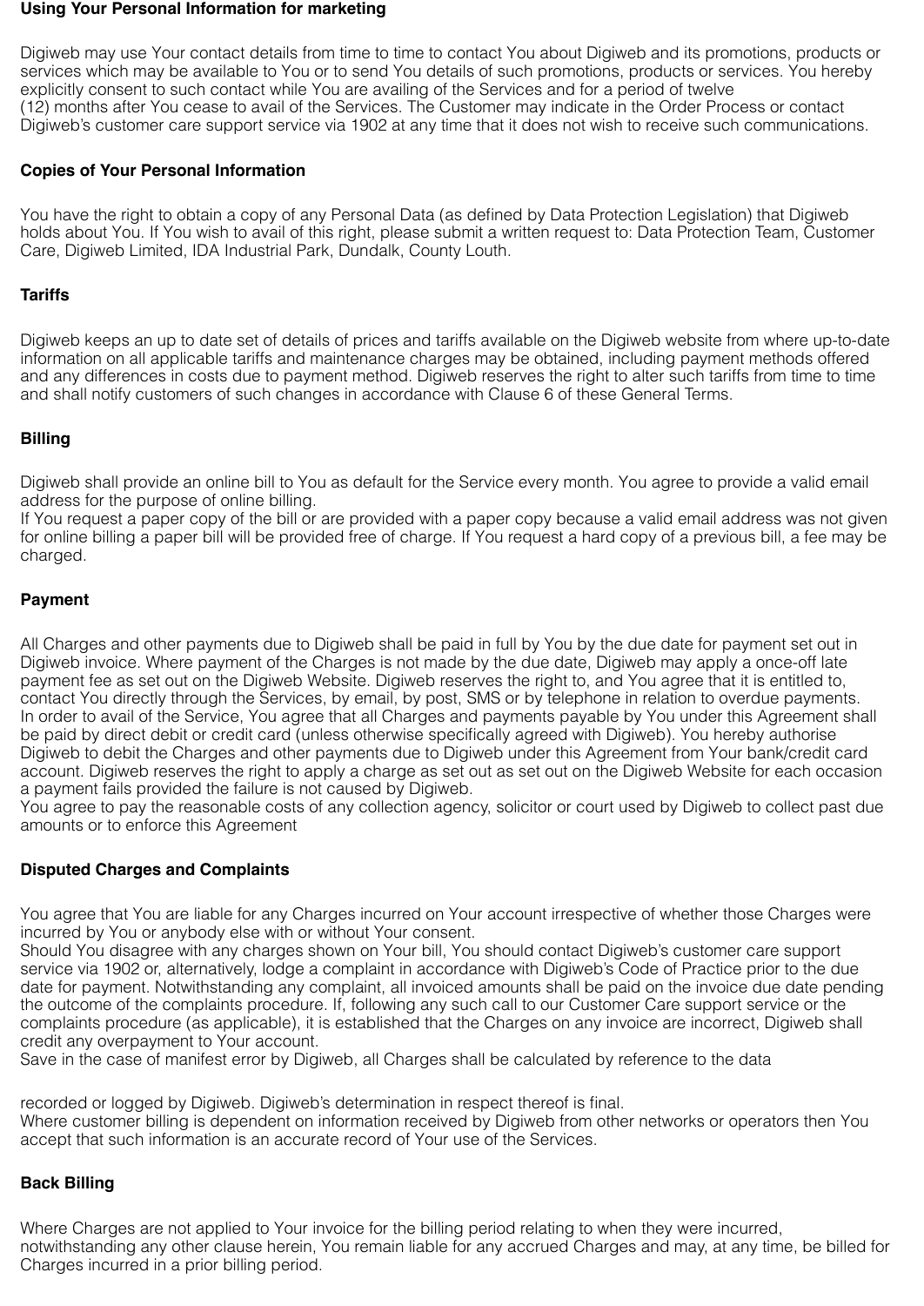**Using Your Personal Information for marketing**

Digiweb may use Your contact details from time to time to contact You about Digiweb and its promotions, products or services which may be available to You or to send You details of such promotions, products or services. You hereby explicitly consent to such contact while You are availing of the Services and for a period of twelve (12) months after You cease to avail of the Services. The Customer may indicate in the Order Process or contact Digiweb's customer care support service via 1902 at any time that it does not wish to receive such communications.

**Copies of Your Personal Information**

You have the right to obtain a copy of any Personal Data (as defined by Data Protection Legislation) that Digiweb holds about You. If You wish to avail of this right, please submit a written request to: Data Protection Team, Customer Care, Digiweb Limited, IDA Industrial Park, Dundalk, County Louth.

**Tariffs**

Digiweb keeps an up to date set of details of prices and tariffs available on the Digiweb website from where up-to-date information on all applicable tariffs and maintenance charges may be obtained, including payment methods offered and any differences in costs due to payment method. Digiweb reserves the right to alter such tariffs from time to time and shall notify customers of such changes in accordance with Clause 6 of these General Terms.

**Billing**

Digiweb shall provide an online bill to You as default for the Service every month. You agree to provide a valid email address for the purpose of online billing.
If You request a paper copy of the bill or are provided with a paper copy because a valid email address was not given for online billing a paper bill will be provided free of charge. If You request a hard copy of a previous bill, a fee may be charged.

**Payment**

All Charges and other payments due to Digiweb shall be paid in full by You by the due date for payment set out in Digiweb invoice. Where payment of the Charges is not made by the due date, Digiweb may apply a once-off late payment fee as set out on the Digiweb Website. Digiweb reserves the right to, and You agree that it is entitled to, contact You directly through the Services, by email, by post, SMS or by telephone in relation to overdue payments.
In order to avail of the Service, You agree that all Charges and payments payable by You under this Agreement shall be paid by direct debit or credit card (unless otherwise specifically agreed with Digiweb). You hereby authorise Digiweb to debit the Charges and other payments due to Digiweb under this Agreement from Your bank/credit card account. Digiweb reserves the right to apply a charge as set out as set out on the Digiweb Website for each occasion a payment fails provided the failure is not caused by Digiweb.
You agree to pay the reasonable costs of any collection agency, solicitor or court used by Digiweb to collect past due amounts or to enforce this Agreement

**Disputed Charges and Complaints**

You agree that You are liable for any Charges incurred on Your account irrespective of whether those Charges were incurred by You or anybody else with or without Your consent.
Should You disagree with any charges shown on Your bill, You should contact Digiweb's customer care support service via 1902 or, alternatively, lodge a complaint in accordance with Digiweb's Code of Practice prior to the due date for payment. Notwithstanding any complaint, all invoiced amounts shall be paid on the invoice due date pending the outcome of the complaints procedure. If, following any such call to our Customer Care support service or the complaints procedure (as applicable), it is established that the Charges on any invoice are incorrect, Digiweb shall credit any overpayment to Your account.
Save in the case of manifest error by Digiweb, all Charges shall be calculated by reference to the data recorded or logged by Digiweb. Digiweb's determination in respect thereof is final.
Where customer billing is dependent on information received by Digiweb from other networks or operators then You accept that such information is an accurate record of Your use of the Services.

**Back Billing**

Where Charges are not applied to Your invoice for the billing period relating to when they were incurred, notwithstanding any other clause herein, You remain liable for any accrued Charges and may, at any time, be billed for Charges incurred in a prior billing period.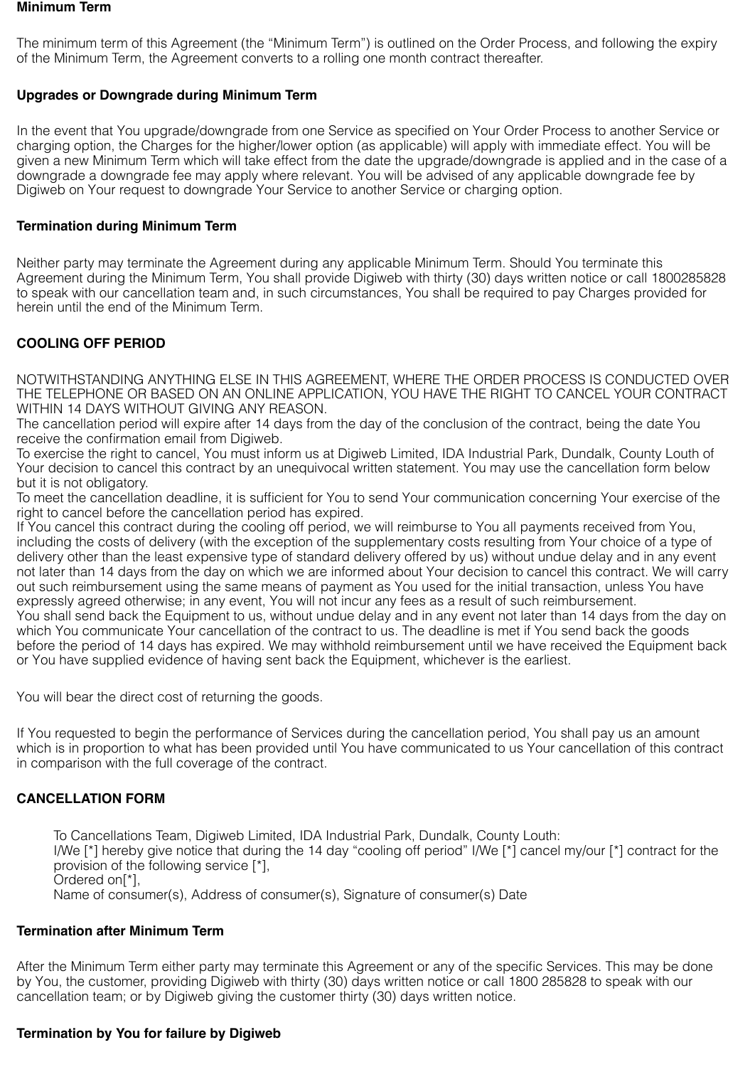**Minimum Term**

The minimum term of this Agreement (the "Minimum Term") is outlined on the Order Process, and following the expiry of the Minimum Term, the Agreement converts to a rolling one month contract thereafter.

**Upgrades or Downgrade during Minimum Term**

In the event that You upgrade/downgrade from one Service as specified on Your Order Process to another Service or charging option, the Charges for the higher/lower option (as applicable) will apply with immediate effect. You will be given a new Minimum Term which will take effect from the date the upgrade/downgrade is applied and in the case of a downgrade a downgrade fee may apply where relevant. You will be advised of any applicable downgrade fee by Digiweb on Your request to downgrade Your Service to another Service or charging option.

**Termination during Minimum Term**

Neither party may terminate the Agreement during any applicable Minimum Term. Should You terminate this Agreement during the Minimum Term, You shall provide Digiweb with thirty (30) days written notice or call 1800285828 to speak with our cancellation team and, in such circumstances, You shall be required to pay Charges provided for herein until the end of the Minimum Term.

**COOLING OFF PERIOD**

NOTWITHSTANDING ANYTHING ELSE IN THIS AGREEMENT, WHERE THE ORDER PROCESS IS CONDUCTED OVER THE TELEPHONE OR BASED ON AN ONLINE APPLICATION, YOU HAVE THE RIGHT TO CANCEL YOUR CONTRACT WITHIN 14 DAYS WITHOUT GIVING ANY REASON.
The cancellation period will expire after 14 days from the day of the conclusion of the contract, being the date You receive the confirmation email from Digiweb.
To exercise the right to cancel, You must inform us at Digiweb Limited, IDA Industrial Park, Dundalk, County Louth of Your decision to cancel this contract by an unequivocal written statement. You may use the cancellation form below but it is not obligatory.
To meet the cancellation deadline, it is sufficient for You to send Your communication concerning Your exercise of the right to cancel before the cancellation period has expired.
If You cancel this contract during the cooling off period, we will reimburse to You all payments received from You, including the costs of delivery (with the exception of the supplementary costs resulting from Your choice of a type of delivery other than the least expensive type of standard delivery offered by us) without undue delay and in any event not later than 14 days from the day on which we are informed about Your decision to cancel this contract. We will carry out such reimbursement using the same means of payment as You used for the initial transaction, unless You have expressly agreed otherwise; in any event, You will not incur any fees as a result of such reimbursement.
You shall send back the Equipment to us, without undue delay and in any event not later than 14 days from the day on which You communicate Your cancellation of the contract to us. The deadline is met if You send back the goods before the period of 14 days has expired. We may withhold reimbursement until we have received the Equipment back or You have supplied evidence of having sent back the Equipment, whichever is the earliest.

You will bear the direct cost of returning the goods.

If You requested to begin the performance of Services during the cancellation period, You shall pay us an amount which is in proportion to what has been provided until You have communicated to us Your cancellation of this contract in comparison with the full coverage of the contract.

**CANCELLATION FORM**

> To Cancellations Team, Digiweb Limited, IDA Industrial Park, Dundalk, County Louth:
> I/We [*] hereby give notice that during the 14 day "cooling off period" I/We [*] cancel my/our [*] contract for the provision of the following service [*],
> Ordered on[*],
> Name of consumer(s), Address of consumer(s), Signature of consumer(s) Date

**Termination after Minimum Term**

After the Minimum Term either party may terminate this Agreement or any of the specific Services. This may be done by You, the customer, providing Digiweb with thirty (30) days written notice or call 1800 285828 to speak with our cancellation team; or by Digiweb giving the customer thirty (30) days written notice.

**Termination by You for failure by Digiweb**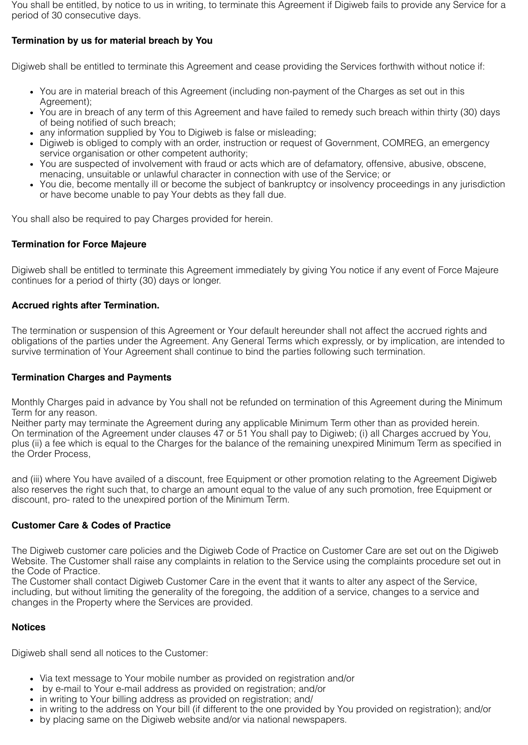You shall be entitled, by notice to us in writing, to terminate this Agreement if Digiweb fails to provide any Service for a period of 30 consecutive days.

**Termination by us for material breach by You**

Digiweb shall be entitled to terminate this Agreement and cease providing the Services forthwith without notice if:

- You are in material breach of this Agreement (including non-payment of the Charges as set out in this Agreement);
- You are in breach of any term of this Agreement and have failed to remedy such breach within thirty (30) days of being notified of such breach;
- any information supplied by You to Digiweb is false or misleading;
- Digiweb is obliged to comply with an order, instruction or request of Government, COMREG, an emergency service organisation or other competent authority;
- You are suspected of involvement with fraud or acts which are of defamatory, offensive, abusive, obscene, menacing, unsuitable or unlawful character in connection with use of the Service; or
- You die, become mentally ill or become the subject of bankruptcy or insolvency proceedings in any jurisdiction or have become unable to pay Your debts as they fall due.

You shall also be required to pay Charges provided for herein.

**Termination for Force Majeure**

Digiweb shall be entitled to terminate this Agreement immediately by giving You notice if any event of Force Majeure continues for a period of thirty (30) days or longer.

**Accrued rights after Termination.**

The termination or suspension of this Agreement or Your default hereunder shall not affect the accrued rights and obligations of the parties under the Agreement. Any General Terms which expressly, or by implication, are intended to survive termination of Your Agreement shall continue to bind the parties following such termination.

**Termination Charges and Payments**

Monthly Charges paid in advance by You shall not be refunded on termination of this Agreement during the Minimum Term for any reason.
Neither party may terminate the Agreement during any applicable Minimum Term other than as provided herein.
On termination of the Agreement under clauses 47 or 51 You shall pay to Digiweb; (i) all Charges accrued by You, plus (ii) a fee which is equal to the Charges for the balance of the remaining unexpired Minimum Term as specified in the Order Process,

and (iii) where You have availed of a discount, free Equipment or other promotion relating to the Agreement Digiweb also reserves the right such that, to charge an amount equal to the value of any such promotion, free Equipment or discount, pro- rated to the unexpired portion of the Minimum Term.

**Customer Care & Codes of Practice**

The Digiweb customer care policies and the Digiweb Code of Practice on Customer Care are set out on the Digiweb Website. The Customer shall raise any complaints in relation to the Service using the complaints procedure set out in the Code of Practice.
The Customer shall contact Digiweb Customer Care in the event that it wants to alter any aspect of the Service, including, but without limiting the generality of the foregoing, the addition of a service, changes to a service and changes in the Property where the Services are provided.

**Notices**

Digiweb shall send all notices to the Customer:

- Via text message to Your mobile number as provided on registration and/or
- by e-mail to Your e-mail address as provided on registration; and/or
- in writing to Your billing address as provided on registration; and/
- in writing to the address on Your bill (if different to the one provided by You provided on registration); and/or
- by placing same on the Digiweb website and/or via national newspapers.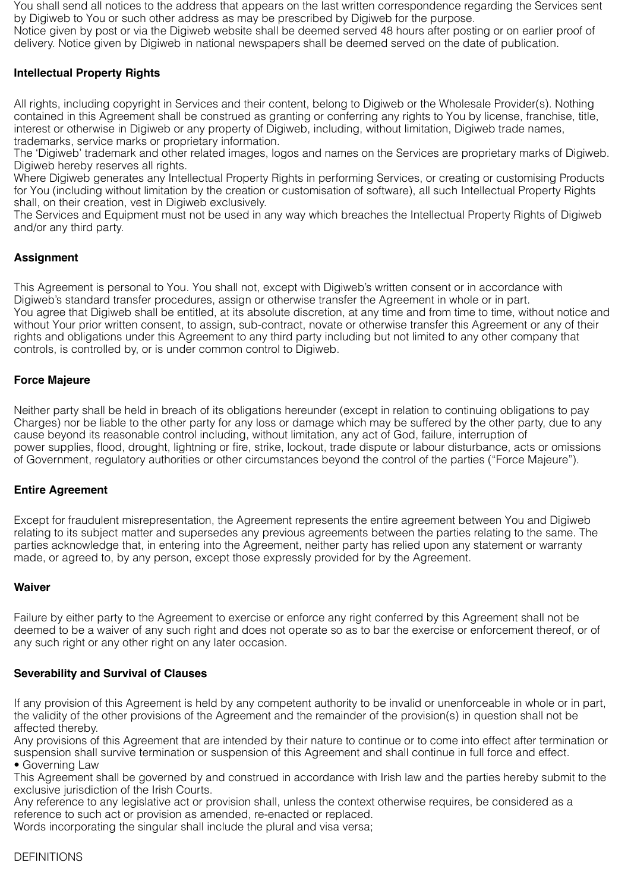You shall send all notices to the address that appears on the last written correspondence regarding the Services sent by Digiweb to You or such other address as may be prescribed by Digiweb for the purpose.
Notice given by post or via the Digiweb website shall be deemed served 48 hours after posting or on earlier proof of delivery. Notice given by Digiweb in national newspapers shall be deemed served on the date of publication.

**Intellectual Property Rights**

All rights, including copyright in Services and their content, belong to Digiweb or the Wholesale Provider(s). Nothing contained in this Agreement shall be construed as granting or conferring any rights to You by license, franchise, title, interest or otherwise in Digiweb or any property of Digiweb, including, without limitation, Digiweb trade names, trademarks, service marks or proprietary information.
The 'Digiweb' trademark and other related images, logos and names on the Services are proprietary marks of Digiweb. Digiweb hereby reserves all rights.
Where Digiweb generates any Intellectual Property Rights in performing Services, or creating or customising Products for You (including without limitation by the creation or customisation of software), all such Intellectual Property Rights shall, on their creation, vest in Digiweb exclusively.
The Services and Equipment must not be used in any way which breaches the Intellectual Property Rights of Digiweb and/or any third party.

**Assignment**

This Agreement is personal to You. You shall not, except with Digiweb's written consent or in accordance with Digiweb's standard transfer procedures, assign or otherwise transfer the Agreement in whole or in part.
You agree that Digiweb shall be entitled, at its absolute discretion, at any time and from time to time, without notice and without Your prior written consent, to assign, sub-contract, novate or otherwise transfer this Agreement or any of their rights and obligations under this Agreement to any third party including but not limited to any other company that controls, is controlled by, or is under common control to Digiweb.

**Force Majeure**

Neither party shall be held in breach of its obligations hereunder (except in relation to continuing obligations to pay Charges) nor be liable to the other party for any loss or damage which may be suffered by the other party, due to any cause beyond its reasonable control including, without limitation, any act of God, failure, interruption of power supplies, flood, drought, lightning or fire, strike, lockout, trade dispute or labour disturbance, acts or omissions of Government, regulatory authorities or other circumstances beyond the control of the parties ("Force Majeure").

**Entire Agreement**

Except for fraudulent misrepresentation, the Agreement represents the entire agreement between You and Digiweb relating to its subject matter and supersedes any previous agreements between the parties relating to the same. The parties acknowledge that, in entering into the Agreement, neither party has relied upon any statement or warranty made, or agreed to, by any person, except those expressly provided for by the Agreement.

**Waiver**

Failure by either party to the Agreement to exercise or enforce any right conferred by this Agreement shall not be deemed to be a waiver of any such right and does not operate so as to bar the exercise or enforcement thereof, or of any such right or any other right on any later occasion.

**Severability and Survival of Clauses**

If any provision of this Agreement is held by any competent authority to be invalid or unenforceable in whole or in part, the validity of the other provisions of the Agreement and the remainder of the provision(s) in question shall not be affected thereby.
Any provisions of this Agreement that are intended by their nature to continue or to come into effect after termination or suspension shall survive termination or suspension of this Agreement and shall continue in full force and effect.

- Governing Law

This Agreement shall be governed by and construed in accordance with Irish law and the parties hereby submit to the exclusive jurisdiction of the Irish Courts.
Any reference to any legislative act or provision shall, unless the context otherwise requires, be considered as a reference to such act or provision as amended, re-enacted or replaced.
Words incorporating the singular shall include the plural and visa versa;

DEFINITIONS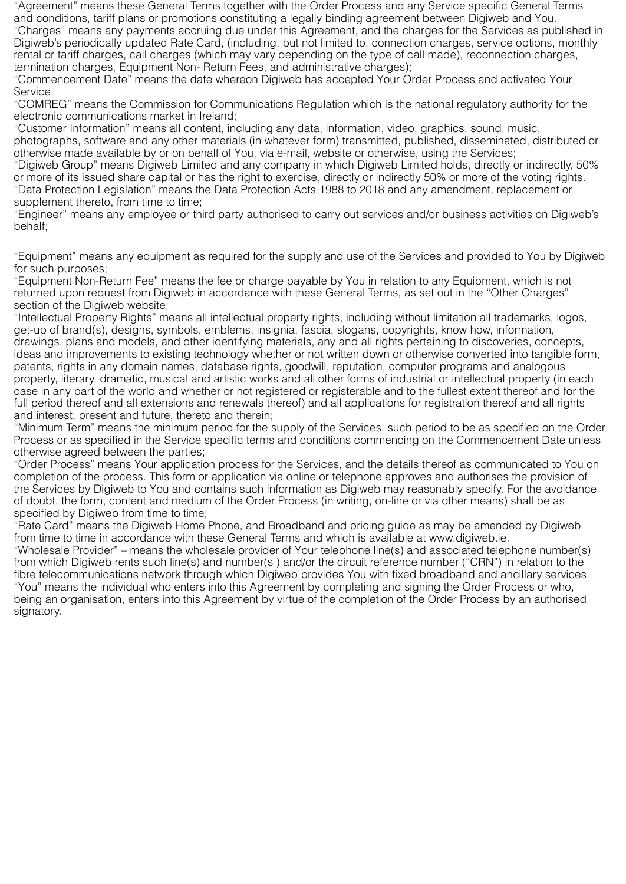"Agreement" means these General Terms together with the Order Process and any Service specific General Terms and conditions, tariff plans or promotions constituting a legally binding agreement between Digiweb and You.

"Charges" means any payments accruing due under this Agreement, and the charges for the Services as published in Digiweb's periodically updated Rate Card, (including, but not limited to, connection charges, service options, monthly rental or tariff charges, call charges (which may vary depending on the type of call made), reconnection charges, termination charges, Equipment Non- Return Fees, and administrative charges);

"Commencement Date" means the date whereon Digiweb has accepted Your Order Process and activated Your Service.

"COMREG" means the Commission for Communications Regulation which is the national regulatory authority for the electronic communications market in Ireland;

"Customer Information" means all content, including any data, information, video, graphics, sound, music, photographs, software and any other materials (in whatever form) transmitted, published, disseminated, distributed or otherwise made available by or on behalf of You, via e-mail, website or otherwise, using the Services;

"Digiweb Group" means Digiweb Limited and any company in which Digiweb Limited holds, directly or indirectly, 50% or more of its issued share capital or has the right to exercise, directly or indirectly 50% or more of the voting rights.

"Data Protection Legislation" means the Data Protection Acts 1988 to 2018 and any amendment, replacement or supplement thereto, from time to time;

"Engineer" means any employee or third party authorised to carry out services and/or business activities on Digiweb's behalf;

"Equipment" means any equipment as required for the supply and use of the Services and provided to You by Digiweb for such purposes;

"Equipment Non-Return Fee" means the fee or charge payable by You in relation to any Equipment, which is not returned upon request from Digiweb in accordance with these General Terms, as set out in the "Other Charges" section of the Digiweb website;

"Intellectual Property Rights" means all intellectual property rights, including without limitation all trademarks, logos, get-up of brand(s), designs, symbols, emblems, insignia, fascia, slogans, copyrights, know how, information, drawings, plans and models, and other identifying materials, any and all rights pertaining to discoveries, concepts, ideas and improvements to existing technology whether or not written down or otherwise converted into tangible form, patents, rights in any domain names, database rights, goodwill, reputation, computer programs and analogous property, literary, dramatic, musical and artistic works and all other forms of industrial or intellectual property (in each case in any part of the world and whether or not registered or registerable and to the fullest extent thereof and for the full period thereof and all extensions and renewals thereof) and all applications for registration thereof and all rights and interest, present and future, thereto and therein;

"Minimum Term" means the minimum period for the supply of the Services, such period to be as specified on the Order Process or as specified in the Service specific terms and conditions commencing on the Commencement Date unless otherwise agreed between the parties;

"Order Process" means Your application process for the Services, and the details thereof as communicated to You on completion of the process. This form or application via online or telephone approves and authorises the provision of the Services by Digiweb to You and contains such information as Digiweb may reasonably specify. For the avoidance of doubt, the form, content and medium of the Order Process (in writing, on-line or via other means) shall be as specified by Digiweb from time to time;

"Rate Card" means the Digiweb Home Phone, and Broadband and pricing guide as may be amended by Digiweb from time to time in accordance with these General Terms and which is available at www.digiweb.ie.

"Wholesale Provider" – means the wholesale provider of Your telephone line(s) and associated telephone number(s) from which Digiweb rents such line(s) and number(s ) and/or the circuit reference number ("CRN") in relation to the fibre telecommunications network through which Digiweb provides You with fixed broadband and ancillary services.

"You" means the individual who enters into this Agreement by completing and signing the Order Process or who, being an organisation, enters into this Agreement by virtue of the completion of the Order Process by an authorised signatory.